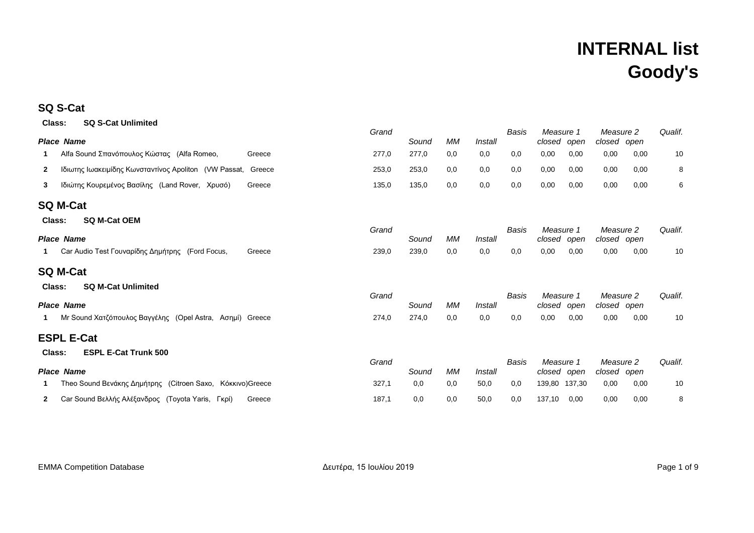# INTERNAL list
# Goody's

## SQ S-Cat

**Class: SQ S-Cat Unlimited**

| Place | Name | | Grand | Sound | MM | Install | Basis | Measure 1 closed | Measure 1 open | Measure 2 closed | Measure 2 open | Qualif. |
|---|---|---|---|---|---|---|---|---|---|---|---|---|
| 1 | Alfa Sound Σπανόπουλος Κώστας (Alfa Romeo, | Greece | 277,0 | 277,0 | 0,0 | 0,0 | 0,0 | 0,00 | 0,00 | 0,00 | 0,00 | 10 |
| 2 | Ιδιωτης Ιωακειμίδης Κωνσταντίνος Apoliton (VW Passat, | Greece | 253,0 | 253,0 | 0,0 | 0,0 | 0,0 | 0,00 | 0,00 | 0,00 | 0,00 | 8 |
| 3 | Ιδιώτης Κουρεμένος Βασίλης (Land Rover, Χρυσό) | Greece | 135,0 | 135,0 | 0,0 | 0,0 | 0,0 | 0,00 | 0,00 | 0,00 | 0,00 | 6 |

## SQ M-Cat

**Class: SQ M-Cat OEM**

| Place | Name | | Grand | Sound | MM | Install | Basis | Measure 1 closed | Measure 1 open | Measure 2 closed | Measure 2 open | Qualif. |
|---|---|---|---|---|---|---|---|---|---|---|---|---|
| 1 | Car Audio Test Γουναρίδης Δημήτρης (Ford Focus, | Greece | 239,0 | 239,0 | 0,0 | 0,0 | 0,0 | 0,00 | 0,00 | 0,00 | 0,00 | 10 |

## SQ M-Cat

**Class: SQ M-Cat Unlimited**

| Place | Name | | Grand | Sound | MM | Install | Basis | Measure 1 closed | Measure 1 open | Measure 2 closed | Measure 2 open | Qualif. |
|---|---|---|---|---|---|---|---|---|---|---|---|---|
| 1 | Mr Sound Χατζόπουλος Βαγγέλης (Opel Astra, Ασημί) | Greece | 274,0 | 274,0 | 0,0 | 0,0 | 0,0 | 0,00 | 0,00 | 0,00 | 0,00 | 10 |

## ESPL E-Cat

**Class: ESPL E-Cat Trunk 500**

| Place | Name | | Grand | Sound | MM | Install | Basis | Measure 1 closed | Measure 1 open | Measure 2 closed | Measure 2 open | Qualif. |
|---|---|---|---|---|---|---|---|---|---|---|---|---|
| 1 | Theo Sound Βενάκης Δημήτρης (Citroen Saxo, Κόκκινο) | Greece | 327,1 | 0,0 | 0,0 | 50,0 | 0,0 | 139,80 | 137,30 | 0,00 | 0,00 | 10 |
| 2 | Car Sound Βελλής Αλέξανδρος (Toyota Yaris, Γκρί) | Greece | 187,1 | 0,0 | 0,0 | 50,0 | 0,0 | 137,10 | 0,00 | 0,00 | 0,00 | 8 |

EMMA Competition Database

Δευτέρα, 15 Ιουλίου 2019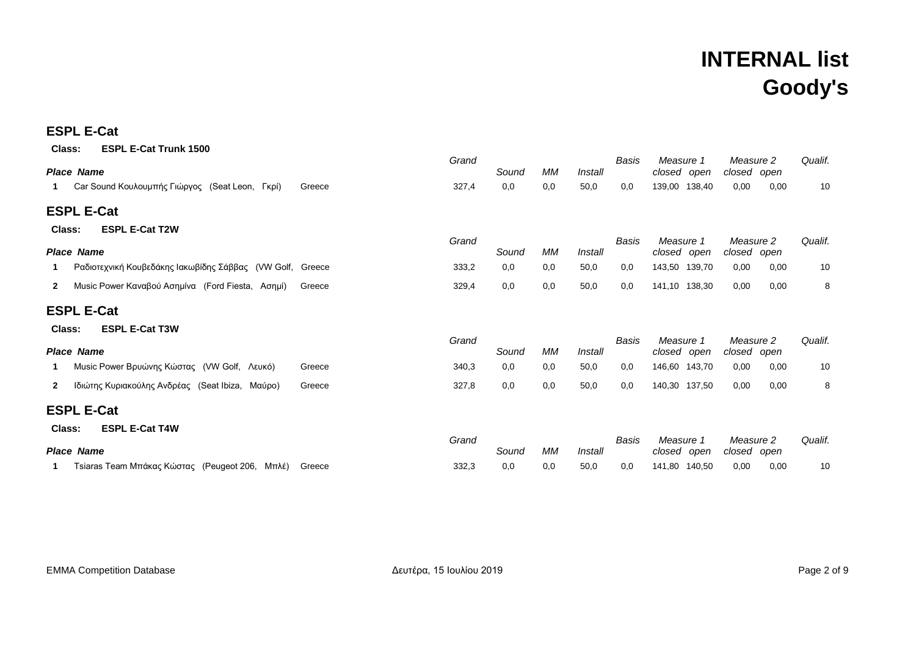# INTERNAL list
# Goody's

## ESPL E-Cat

**Class: ESPL E-Cat Trunk 1500**

| Place | Name | | Grand | Sound | MM | Install | Basis | Measure 1 closed | Measure 1 open | Measure 2 closed | Measure 2 open | Qualif. |
|---|---|---|---|---|---|---|---|---|---|---|---|---|
| 1 | Car Sound Κουλουμπής Γιώργος (Seat Leon, Γκρί) | Greece | 327,4 | 0,0 | 0,0 | 50,0 | 0,0 | 139,00 | 138,40 | 0,00 | 0,00 | 10 |

## ESPL E-Cat

**Class: ESPL E-Cat T2W**

| Place | Name | | Grand | Sound | MM | Install | Basis | Measure 1 closed | Measure 1 open | Measure 2 closed | Measure 2 open | Qualif. |
|---|---|---|---|---|---|---|---|---|---|---|---|---|
| 1 | Ραδιοτεχνική Κουβεδάκης Ιακωβίδης Σάββας (VW Golf, | Greece | 333,2 | 0,0 | 0,0 | 50,0 | 0,0 | 143,50 | 139,70 | 0,00 | 0,00 | 10 |
| 2 | Music Power Καναβού Ασημίνα (Ford Fiesta, Ασημί) | Greece | 329,4 | 0,0 | 0,0 | 50,0 | 0,0 | 141,10 | 138,30 | 0,00 | 0,00 | 8 |

## ESPL E-Cat

**Class: ESPL E-Cat T3W**

| Place | Name | | Grand | Sound | MM | Install | Basis | Measure 1 closed | Measure 1 open | Measure 2 closed | Measure 2 open | Qualif. |
|---|---|---|---|---|---|---|---|---|---|---|---|---|
| 1 | Music Power Βρυώνης Κώστας (VW Golf, Λευκό) | Greece | 340,3 | 0,0 | 0,0 | 50,0 | 0,0 | 146,60 | 143,70 | 0,00 | 0,00 | 10 |
| 2 | Ιδιώτης Κυριακούλης Ανδρέας (Seat Ibiza, Μαύρο) | Greece | 327,8 | 0,0 | 0,0 | 50,0 | 0,0 | 140,30 | 137,50 | 0,00 | 0,00 | 8 |

## ESPL E-Cat

**Class: ESPL E-Cat T4W**

| Place | Name | | Grand | Sound | MM | Install | Basis | Measure 1 closed | Measure 1 open | Measure 2 closed | Measure 2 open | Qualif. |
|---|---|---|---|---|---|---|---|---|---|---|---|---|
| 1 | Tsiaras Team Μπάκας Κώστας (Peugeot 206, Μπλέ) | Greece | 332,3 | 0,0 | 0,0 | 50,0 | 0,0 | 141,80 | 140,50 | 0,00 | 0,00 | 10 |

EMMA Competition Database — Δευτέρα, 15 Ιουλίου 2019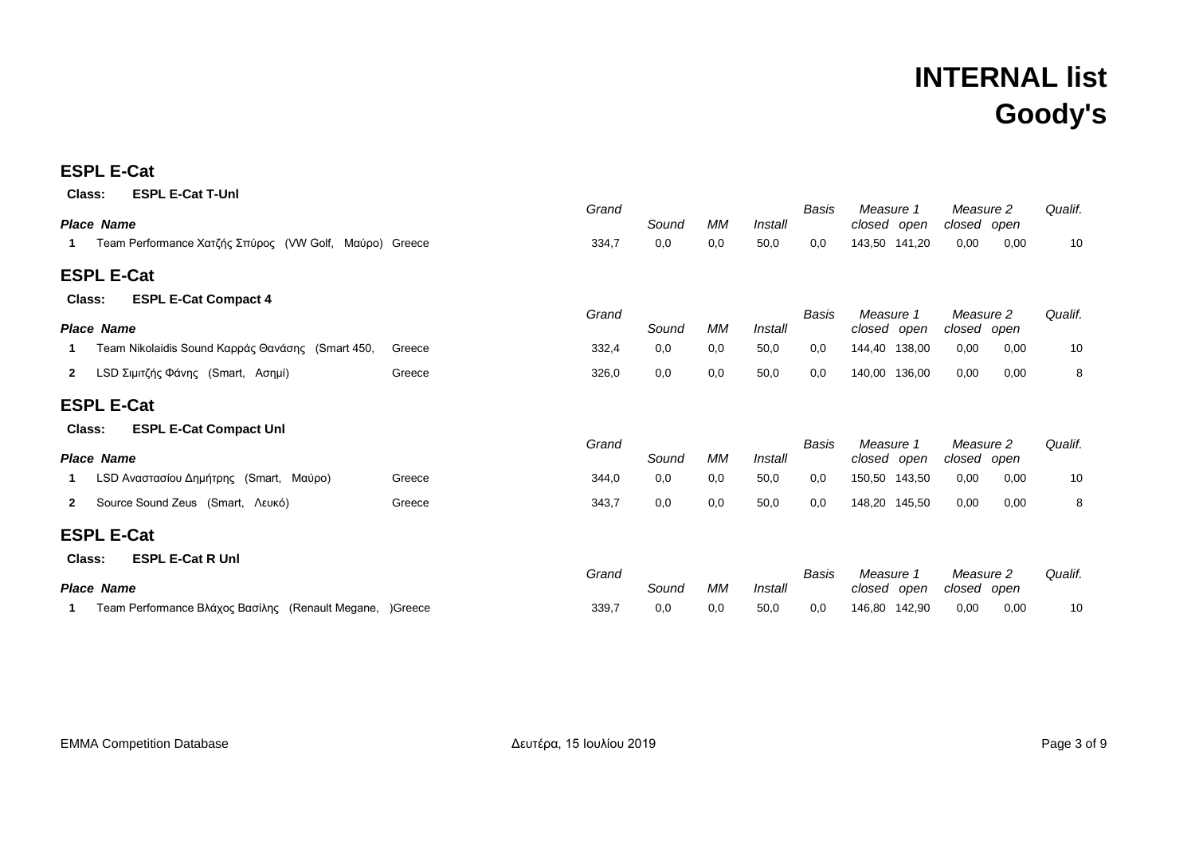# INTERNAL list
# Goody's

## ESPL E-Cat

**Class:** **ESPL E-Cat T-Unl**

| Place | Name | | Grand | Sound | MM | Install | Basis | Measure 1 closed | Measure 1 open | Measure 2 closed | Measure 2 open | Qualif. |
|---|---|---|---|---|---|---|---|---|---|---|---|---|
| 1 | Team Performance Χατζής Σπύρος (VW Golf, Μαύρο) | Greece | 334,7 | 0,0 | 0,0 | 50,0 | 0,0 | 143,50 | 141,20 | 0,00 | 0,00 | 10 |

## ESPL E-Cat

**Class:** **ESPL E-Cat Compact 4**

| Place | Name | | Grand | Sound | MM | Install | Basis | Measure 1 closed | Measure 1 open | Measure 2 closed | Measure 2 open | Qualif. |
|---|---|---|---|---|---|---|---|---|---|---|---|---|
| 1 | Team Nikolaidis Sound Καρράς Θανάσης (Smart 450, | Greece | 332,4 | 0,0 | 0,0 | 50,0 | 0,0 | 144,40 | 138,00 | 0,00 | 0,00 | 10 |
| 2 | LSD Σιμιτζής Φάνης (Smart, Ασημί) | Greece | 326,0 | 0,0 | 0,0 | 50,0 | 0,0 | 140,00 | 136,00 | 0,00 | 0,00 | 8 |

## ESPL E-Cat

**Class:** **ESPL E-Cat Compact Unl**

| Place | Name | | Grand | Sound | MM | Install | Basis | Measure 1 closed | Measure 1 open | Measure 2 closed | Measure 2 open | Qualif. |
|---|---|---|---|---|---|---|---|---|---|---|---|---|
| 1 | LSD Αναστασίου Δημήτρης (Smart, Μαύρο) | Greece | 344,0 | 0,0 | 0,0 | 50,0 | 0,0 | 150,50 | 143,50 | 0,00 | 0,00 | 10 |
| 2 | Source Sound Zeus (Smart, Λευκό) | Greece | 343,7 | 0,0 | 0,0 | 50,0 | 0,0 | 148,20 | 145,50 | 0,00 | 0,00 | 8 |

## ESPL E-Cat

**Class:** **ESPL E-Cat R Unl**

| Place | Name | | Grand | Sound | MM | Install | Basis | Measure 1 closed | Measure 1 open | Measure 2 closed | Measure 2 open | Qualif. |
|---|---|---|---|---|---|---|---|---|---|---|---|---|
| 1 | Team Performance Βλάχος Βασίλης (Renault Megane, ) | Greece | 339,7 | 0,0 | 0,0 | 50,0 | 0,0 | 146,80 | 142,90 | 0,00 | 0,00 | 10 |

EMMA Competition Database — Δευτέρα, 15 Ιουλίου 2019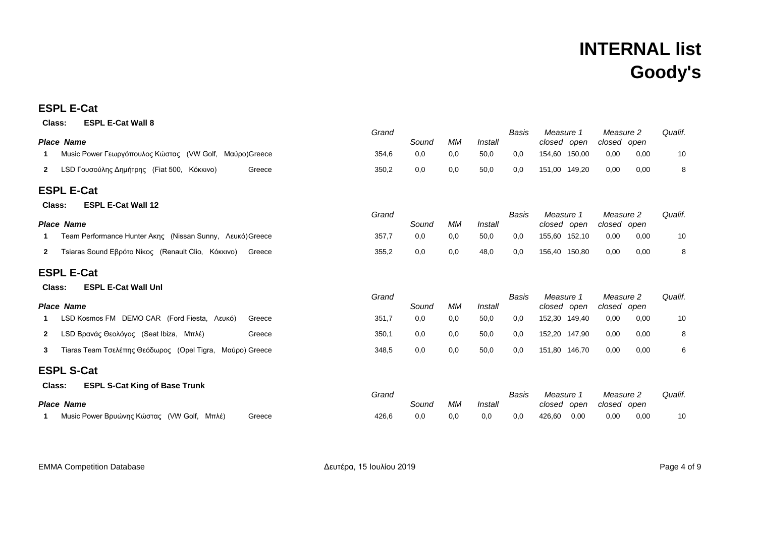# INTERNAL list
# Goody's

## ESPL E-Cat

**Class: ESPL E-Cat Wall 8**

| Place | Name | | Grand | Sound | MM | Install | Basis | Measure 1 closed | Measure 1 open | Measure 2 closed | Measure 2 open | Qualif. |
|---|---|---|---|---|---|---|---|---|---|---|---|---|
| 1 | Music Power Γεωργόπουλος Κώστας (VW Golf, Μαύρο) | Greece | 354,6 | 0,0 | 0,0 | 50,0 | 0,0 | 154,60 | 150,00 | 0,00 | 0,00 | 10 |
| 2 | LSD Γουσούλης Δημήτρης (Fiat 500, Κόκκινο) | Greece | 350,2 | 0,0 | 0,0 | 50,0 | 0,0 | 151,00 | 149,20 | 0,00 | 0,00 | 8 |

## ESPL E-Cat

**Class: ESPL E-Cat Wall 12**

| Place | Name | | Grand | Sound | MM | Install | Basis | Measure 1 closed | Measure 1 open | Measure 2 closed | Measure 2 open | Qualif. |
|---|---|---|---|---|---|---|---|---|---|---|---|---|
| 1 | Team Performance Hunter Ακης (Nissan Sunny, Λευκό) | Greece | 357,7 | 0,0 | 0,0 | 50,0 | 0,0 | 155,60 | 152,10 | 0,00 | 0,00 | 10 |
| 2 | Tsiaras Sound Εβρότο Νίκος (Renault Clio, Κόκκινο) | Greece | 355,2 | 0,0 | 0,0 | 48,0 | 0,0 | 156,40 | 150,80 | 0,00 | 0,00 | 8 |

## ESPL E-Cat

**Class: ESPL E-Cat Wall Unl**

| Place | Name | | Grand | Sound | MM | Install | Basis | Measure 1 closed | Measure 1 open | Measure 2 closed | Measure 2 open | Qualif. |
|---|---|---|---|---|---|---|---|---|---|---|---|---|
| 1 | LSD Kosmos FM DEMO CAR (Ford Fiesta, Λευκό) | Greece | 351,7 | 0,0 | 0,0 | 50,0 | 0,0 | 152,30 | 149,40 | 0,00 | 0,00 | 10 |
| 2 | LSD Βρανάς Θεολόγος (Seat Ibiza, Μπλέ) | Greece | 350,1 | 0,0 | 0,0 | 50,0 | 0,0 | 152,20 | 147,90 | 0,00 | 0,00 | 8 |
| 3 | Tiaras Team Τσελέπης Θεόδωρος (Opel Tigra, Μαύρο) | Greece | 348,5 | 0,0 | 0,0 | 50,0 | 0,0 | 151,80 | 146,70 | 0,00 | 0,00 | 6 |

## ESPL S-Cat

**Class: ESPL S-Cat King of Base Trunk**

| Place | Name | | Grand | Sound | MM | Install | Basis | Measure 1 closed | Measure 1 open | Measure 2 closed | Measure 2 open | Qualif. |
|---|---|---|---|---|---|---|---|---|---|---|---|---|
| 1 | Music Power Βρυώνης Κώστας (VW Golf, Μπλέ) | Greece | 426,6 | 0,0 | 0,0 | 0,0 | 0,0 | 426,60 | 0,00 | 0,00 | 0,00 | 10 |

EMMA Competition Database — Δευτέρα, 15 Ιουλίου 2019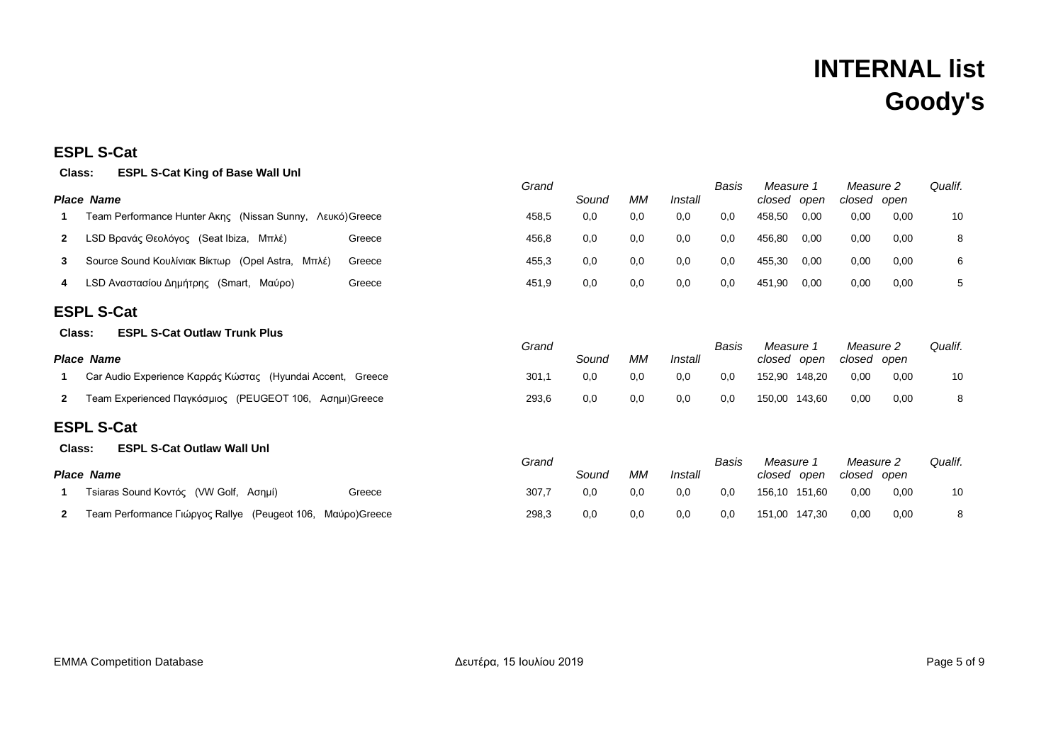# INTERNAL list
# Goody's

## ESPL S-Cat

**Class: ESPL S-Cat King of Base Wall Unl**

| Place | Name | | Grand | Sound | MM | Install | Basis | Measure 1 closed | Measure 1 open | Measure 2 closed | Measure 2 open | Qualif. |
|---|---|---|---|---|---|---|---|---|---|---|---|---|
| 1 | Team Performance Hunter Ακης (Nissan Sunny, Λευκό) | Greece | 458,5 | 0,0 | 0,0 | 0,0 | 0,0 | 458,50 | 0,00 | 0,00 | 0,00 | 10 |
| 2 | LSD Βρανάς Θεολόγος (Seat Ibiza, Μπλέ) | Greece | 456,8 | 0,0 | 0,0 | 0,0 | 0,0 | 456,80 | 0,00 | 0,00 | 0,00 | 8 |
| 3 | Source Sound Κουλίνιακ Βίκτωρ (Opel Astra, Μπλέ) | Greece | 455,3 | 0,0 | 0,0 | 0,0 | 0,0 | 455,30 | 0,00 | 0,00 | 0,00 | 6 |
| 4 | LSD Αναστασίου Δημήτρης (Smart, Μαύρο) | Greece | 451,9 | 0,0 | 0,0 | 0,0 | 0,0 | 451,90 | 0,00 | 0,00 | 0,00 | 5 |

## ESPL S-Cat

**Class: ESPL S-Cat Outlaw Trunk Plus**

| Place | Name | | Grand | Sound | MM | Install | Basis | Measure 1 closed | Measure 1 open | Measure 2 closed | Measure 2 open | Qualif. |
|---|---|---|---|---|---|---|---|---|---|---|---|---|
| 1 | Car Audio Experience Καρράς Κώστας (Hyundai Accent, | Greece | 301,1 | 0,0 | 0,0 | 0,0 | 0,0 | 152,90 | 148,20 | 0,00 | 0,00 | 10 |
| 2 | Team Experienced Παγκόσμιος (PEUGEOT 106, Ασημι) | Greece | 293,6 | 0,0 | 0,0 | 0,0 | 0,0 | 150,00 | 143,60 | 0,00 | 0,00 | 8 |

## ESPL S-Cat

**Class: ESPL S-Cat Outlaw Wall Unl**

| Place | Name | | Grand | Sound | MM | Install | Basis | Measure 1 closed | Measure 1 open | Measure 2 closed | Measure 2 open | Qualif. |
|---|---|---|---|---|---|---|---|---|---|---|---|---|
| 1 | Tsiaras Sound Κοντός (VW Golf, Ασημί) | Greece | 307,7 | 0,0 | 0,0 | 0,0 | 0,0 | 156,10 | 151,60 | 0,00 | 0,00 | 10 |
| 2 | Team Performance Γιώργος Rallye (Peugeot 106, Μαύρο) | Greece | 298,3 | 0,0 | 0,0 | 0,0 | 0,0 | 151,00 | 147,30 | 0,00 | 0,00 | 8 |

EMMA Competition Database — Δευτέρα, 15 Ιουλίου 2019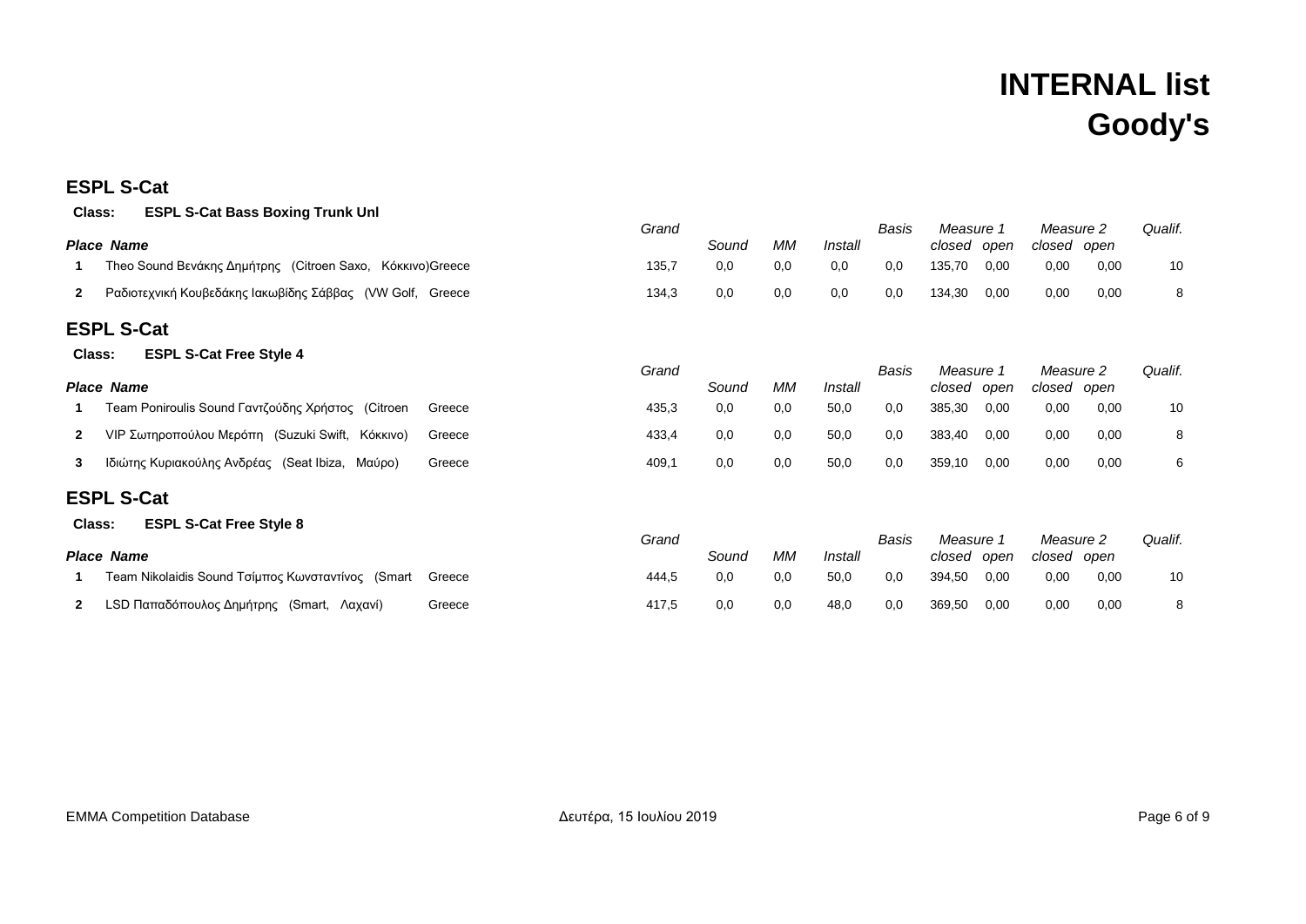# INTERNAL list
# Goody's

## ESPL S-Cat

**Class: ESPL S-Cat Bass Boxing Trunk Unl**

| Place | Name | | Grand | Sound | MM | Install | Basis | Measure 1 closed | Measure 1 open | Measure 2 closed | Measure 2 open | Qualif. |
|---|---|---|---|---|---|---|---|---|---|---|---|---|
| 1 | Theo Sound Βενάκης Δημήτρης (Citroen Saxo, Κόκκινο) | Greece | 135,7 | 0,0 | 0,0 | 0,0 | 0,0 | 135,70 | 0,00 | 0,00 | 0,00 | 10 |
| 2 | Ραδιοτεχνική Κουβεδάκης Ιακωβίδης Σάββας (VW Golf, | Greece | 134,3 | 0,0 | 0,0 | 0,0 | 0,0 | 134,30 | 0,00 | 0,00 | 0,00 | 8 |

## ESPL S-Cat

**Class: ESPL S-Cat Free Style 4**

| Place | Name | | Grand | Sound | MM | Install | Basis | Measure 1 closed | Measure 1 open | Measure 2 closed | Measure 2 open | Qualif. |
|---|---|---|---|---|---|---|---|---|---|---|---|---|
| 1 | Team Poniroulis Sound Γαντζούδης Χρήστος (Citroen | Greece | 435,3 | 0,0 | 0,0 | 50,0 | 0,0 | 385,30 | 0,00 | 0,00 | 0,00 | 10 |
| 2 | VIP Σωτηροπούλου Μερόπη (Suzuki Swift, Κόκκινο) | Greece | 433,4 | 0,0 | 0,0 | 50,0 | 0,0 | 383,40 | 0,00 | 0,00 | 0,00 | 8 |
| 3 | Ιδιώτης Κυριακούλης Ανδρέας (Seat Ibiza, Μαύρο) | Greece | 409,1 | 0,0 | 0,0 | 50,0 | 0,0 | 359,10 | 0,00 | 0,00 | 0,00 | 6 |

## ESPL S-Cat

**Class: ESPL S-Cat Free Style 8**

| Place | Name | | Grand | Sound | MM | Install | Basis | Measure 1 closed | Measure 1 open | Measure 2 closed | Measure 2 open | Qualif. |
|---|---|---|---|---|---|---|---|---|---|---|---|---|
| 1 | Team Nikolaidis Sound Τσίμπος Κωνσταντίνος (Smart | Greece | 444,5 | 0,0 | 0,0 | 50,0 | 0,0 | 394,50 | 0,00 | 0,00 | 0,00 | 10 |
| 2 | LSD Παπαδόπουλος Δημήτρης (Smart, Λαχανί) | Greece | 417,5 | 0,0 | 0,0 | 48,0 | 0,0 | 369,50 | 0,00 | 0,00 | 0,00 | 8 |

EMMA Competition Database — Δευτέρα, 15 Ιουλίου 2019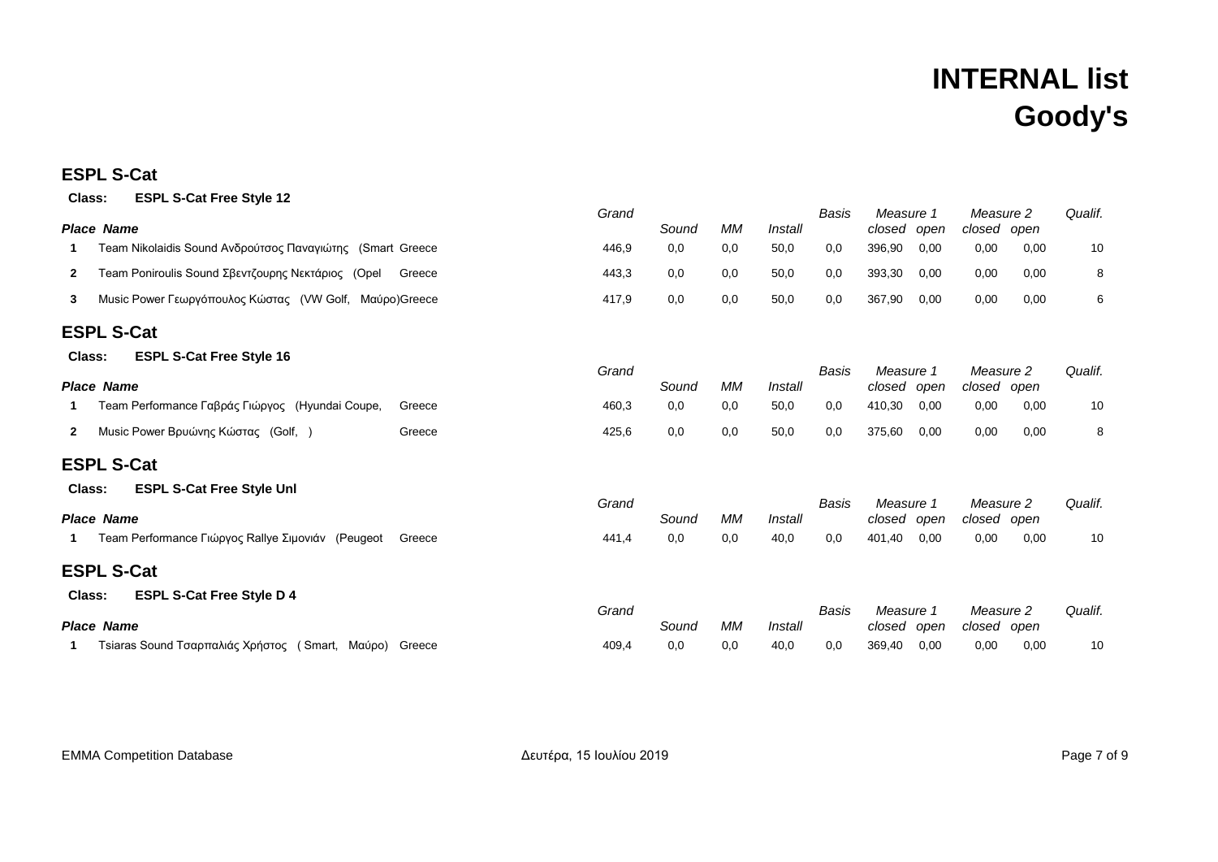# INTERNAL list
# Goody's

## ESPL S-Cat

**Class: ESPL S-Cat Free Style 12**

| Place | Name | | Grand | Sound | MM | Install | Basis | Measure 1 closed | Measure 1 open | Measure 2 closed | Measure 2 open | Qualif. |
|---|---|---|---|---|---|---|---|---|---|---|---|---|
| 1 | Team Nikolaidis Sound Ανδρούτσος Παναγιώτης (Smart | Greece | 446,9 | 0,0 | 0,0 | 50,0 | 0,0 | 396,90 | 0,00 | 0,00 | 0,00 | 10 |
| 2 | Team Poniroulis Sound Σβεντζουρης Νεκτάριος (Opel | Greece | 443,3 | 0,0 | 0,0 | 50,0 | 0,0 | 393,30 | 0,00 | 0,00 | 0,00 | 8 |
| 3 | Music Power Γεωργόπουλος Κώστας (VW Golf, Μαύρο) | Greece | 417,9 | 0,0 | 0,0 | 50,0 | 0,0 | 367,90 | 0,00 | 0,00 | 0,00 | 6 |

## ESPL S-Cat

**Class: ESPL S-Cat Free Style 16**

| Place | Name | | Grand | Sound | MM | Install | Basis | Measure 1 closed | Measure 1 open | Measure 2 closed | Measure 2 open | Qualif. |
|---|---|---|---|---|---|---|---|---|---|---|---|---|
| 1 | Team Performance Γαβράς Γιώργος (Hyundai Coupe, | Greece | 460,3 | 0,0 | 0,0 | 50,0 | 0,0 | 410,30 | 0,00 | 0,00 | 0,00 | 10 |
| 2 | Music Power Βρυώνης Κώστας (Golf, ) | Greece | 425,6 | 0,0 | 0,0 | 50,0 | 0,0 | 375,60 | 0,00 | 0,00 | 0,00 | 8 |

## ESPL S-Cat

**Class: ESPL S-Cat Free Style Unl**

| Place | Name | | Grand | Sound | MM | Install | Basis | Measure 1 closed | Measure 1 open | Measure 2 closed | Measure 2 open | Qualif. |
|---|---|---|---|---|---|---|---|---|---|---|---|---|
| 1 | Team Performance Γιώργος Rallye Σιμονιάν (Peugeot | Greece | 441,4 | 0,0 | 0,0 | 40,0 | 0,0 | 401,40 | 0,00 | 0,00 | 0,00 | 10 |

## ESPL S-Cat

**Class: ESPL S-Cat Free Style D 4**

| Place | Name | | Grand | Sound | MM | Install | Basis | Measure 1 closed | Measure 1 open | Measure 2 closed | Measure 2 open | Qualif. |
|---|---|---|---|---|---|---|---|---|---|---|---|---|
| 1 | Tsiaras Sound Τσαρπαλιάς Χρήστος ( Smart, Μαύρο) | Greece | 409,4 | 0,0 | 0,0 | 40,0 | 0,0 | 369,40 | 0,00 | 0,00 | 0,00 | 10 |

EMMA Competition Database — Δευτέρα, 15 Ιουλίου 2019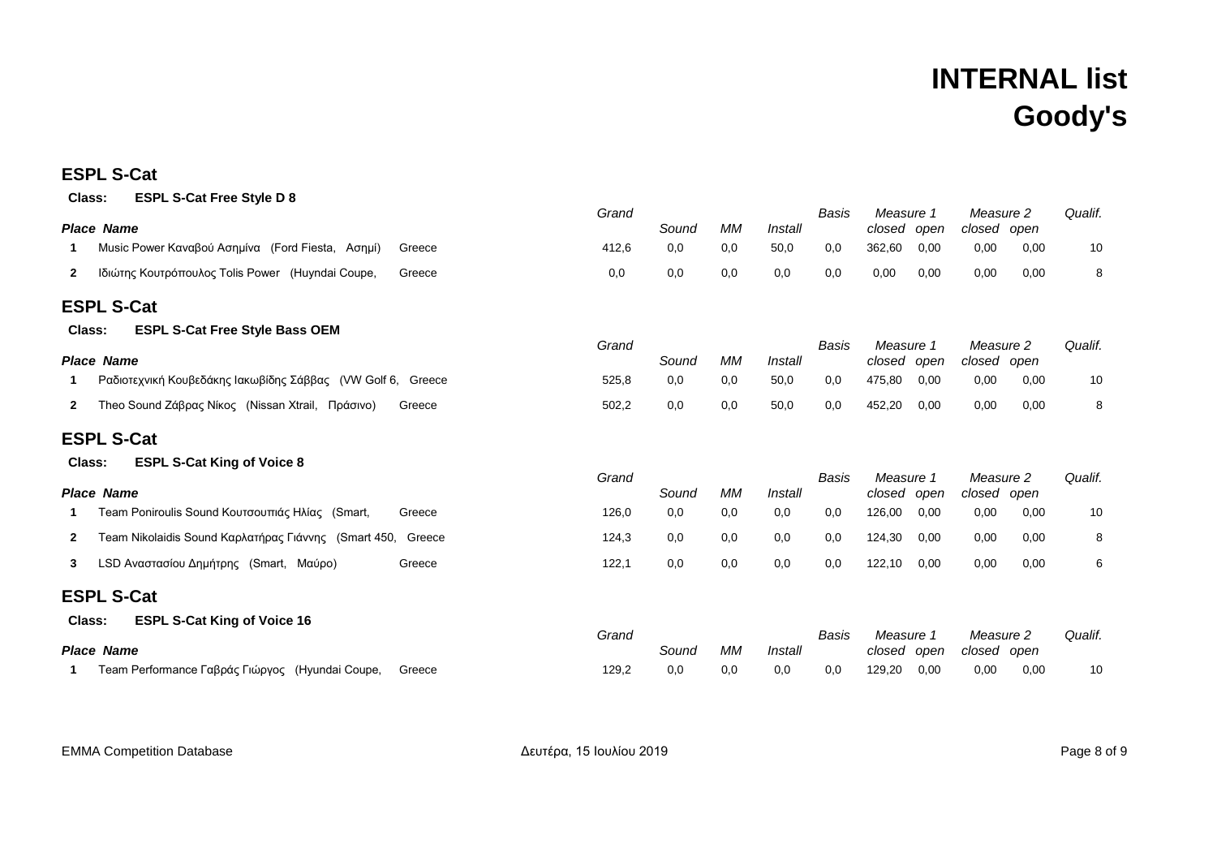# INTERNAL list
# Goody's

## ESPL S-Cat

**Class: ESPL S-Cat Free Style D 8**

| Place | Name | | Grand | Sound | MM | Install | Basis | Measure 1 closed | Measure 1 open | Measure 2 closed | Measure 2 open | Qualif. |
|---|---|---|---|---|---|---|---|---|---|---|---|---|
| 1 | Music Power Καναβού Ασημίνα (Ford Fiesta, Ασημί) | Greece | 412,6 | 0,0 | 0,0 | 50,0 | 0,0 | 362,60 | 0,00 | 0,00 | 0,00 | 10 |
| 2 | Ιδιώτης Κουτρόπουλος Tolis Power (Huyndai Coupe, | Greece | 0,0 | 0,0 | 0,0 | 0,0 | 0,0 | 0,00 | 0,00 | 0,00 | 0,00 | 8 |

## ESPL S-Cat

**Class: ESPL S-Cat Free Style Bass OEM**

| Place | Name | | Grand | Sound | MM | Install | Basis | Measure 1 closed | Measure 1 open | Measure 2 closed | Measure 2 open | Qualif. |
|---|---|---|---|---|---|---|---|---|---|---|---|---|
| 1 | Ραδιοτεχνική Κουβεδάκης Ιακωβίδης Σάββας (VW Golf 6, | Greece | 525,8 | 0,0 | 0,0 | 50,0 | 0,0 | 475,80 | 0,00 | 0,00 | 0,00 | 10 |
| 2 | Theo Sound Ζάβρας Νίκος (Nissan Xtrail, Πράσινο) | Greece | 502,2 | 0,0 | 0,0 | 50,0 | 0,0 | 452,20 | 0,00 | 0,00 | 0,00 | 8 |

## ESPL S-Cat

**Class: ESPL S-Cat King of Voice 8**

| Place | Name | | Grand | Sound | MM | Install | Basis | Measure 1 closed | Measure 1 open | Measure 2 closed | Measure 2 open | Qualif. |
|---|---|---|---|---|---|---|---|---|---|---|---|---|
| 1 | Team Poniroulis Sound Κουτσουπιάς Ηλίας (Smart, | Greece | 126,0 | 0,0 | 0,0 | 0,0 | 0,0 | 126,00 | 0,00 | 0,00 | 0,00 | 10 |
| 2 | Team Nikolaidis Sound Καρλατήρας Γιάννης (Smart 450, | Greece | 124,3 | 0,0 | 0,0 | 0,0 | 0,0 | 124,30 | 0,00 | 0,00 | 0,00 | 8 |
| 3 | LSD Αναστασίου Δημήτρης (Smart, Μαύρο) | Greece | 122,1 | 0,0 | 0,0 | 0,0 | 0,0 | 122,10 | 0,00 | 0,00 | 0,00 | 6 |

## ESPL S-Cat

**Class: ESPL S-Cat King of Voice 16**

| Place | Name | | Grand | Sound | MM | Install | Basis | Measure 1 closed | Measure 1 open | Measure 2 closed | Measure 2 open | Qualif. |
|---|---|---|---|---|---|---|---|---|---|---|---|---|
| 1 | Team Performance Γαβράς Γιώργος (Hyundai Coupe, | Greece | 129,2 | 0,0 | 0,0 | 0,0 | 0,0 | 129,20 | 0,00 | 0,00 | 0,00 | 10 |

EMMA Competition Database — Δευτέρα, 15 Ιουλίου 2019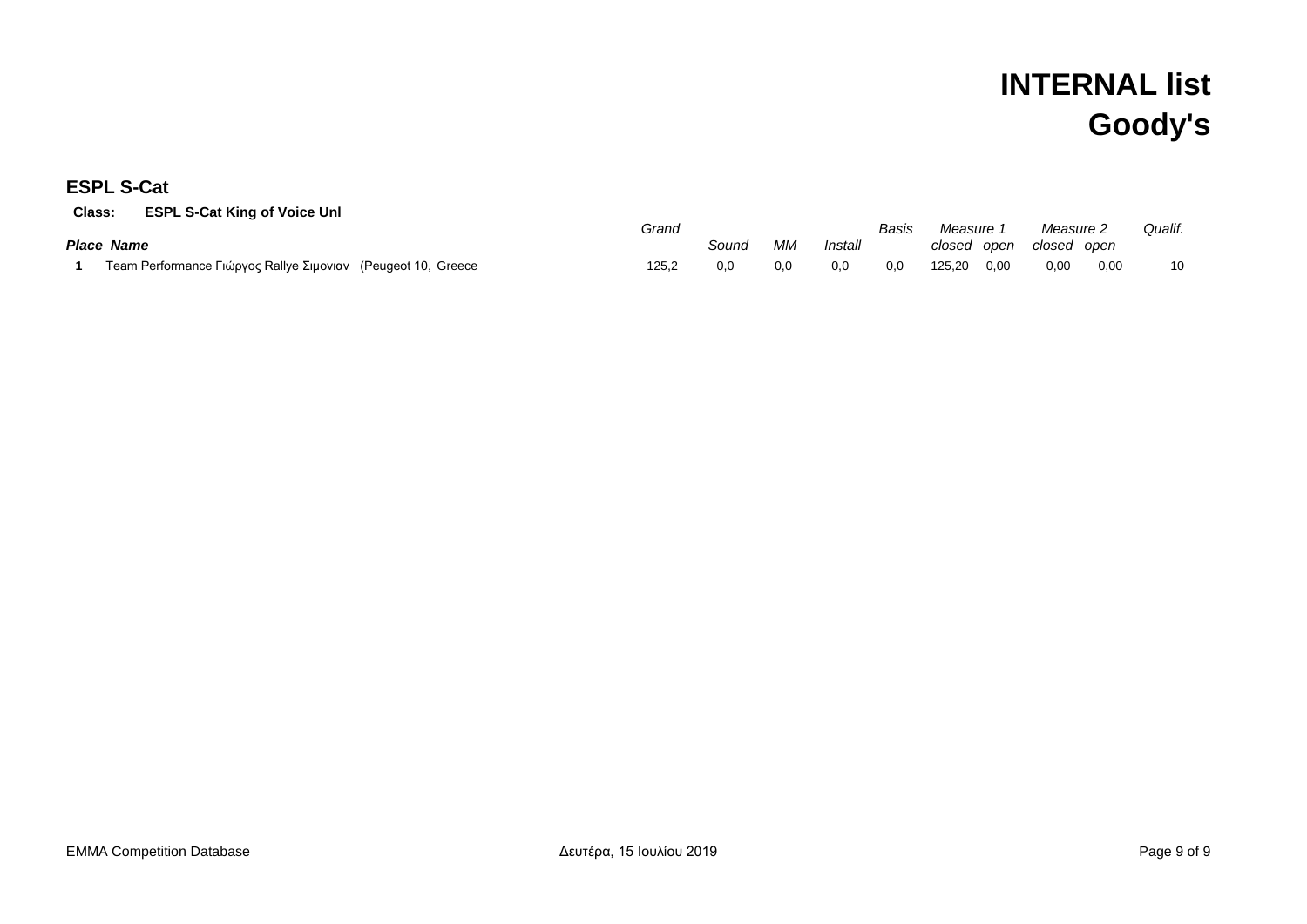# INTERNAL list
# Goody's

## ESPL S-Cat

**Class: ESPL S-Cat King of Voice Unl**

| Place | Name | Grand | Sound | MM | Install | Basis | Measure 1 closed | Measure 1 open | Measure 2 closed | Measure 2 open | Qualif. |
|---|---|---|---|---|---|---|---|---|---|---|---|
| 1 | Team Performance Γιώργος Rallye Σιμονιαν (Peugeot 10, Greece | 125,2 | 0,0 | 0,0 | 0,0 | 0,0 | 125,20 | 0,00 | 0,00 | 0,00 | 10 |

EMMA Competition Database

Δευτέρα, 15 Ιουλίου 2019